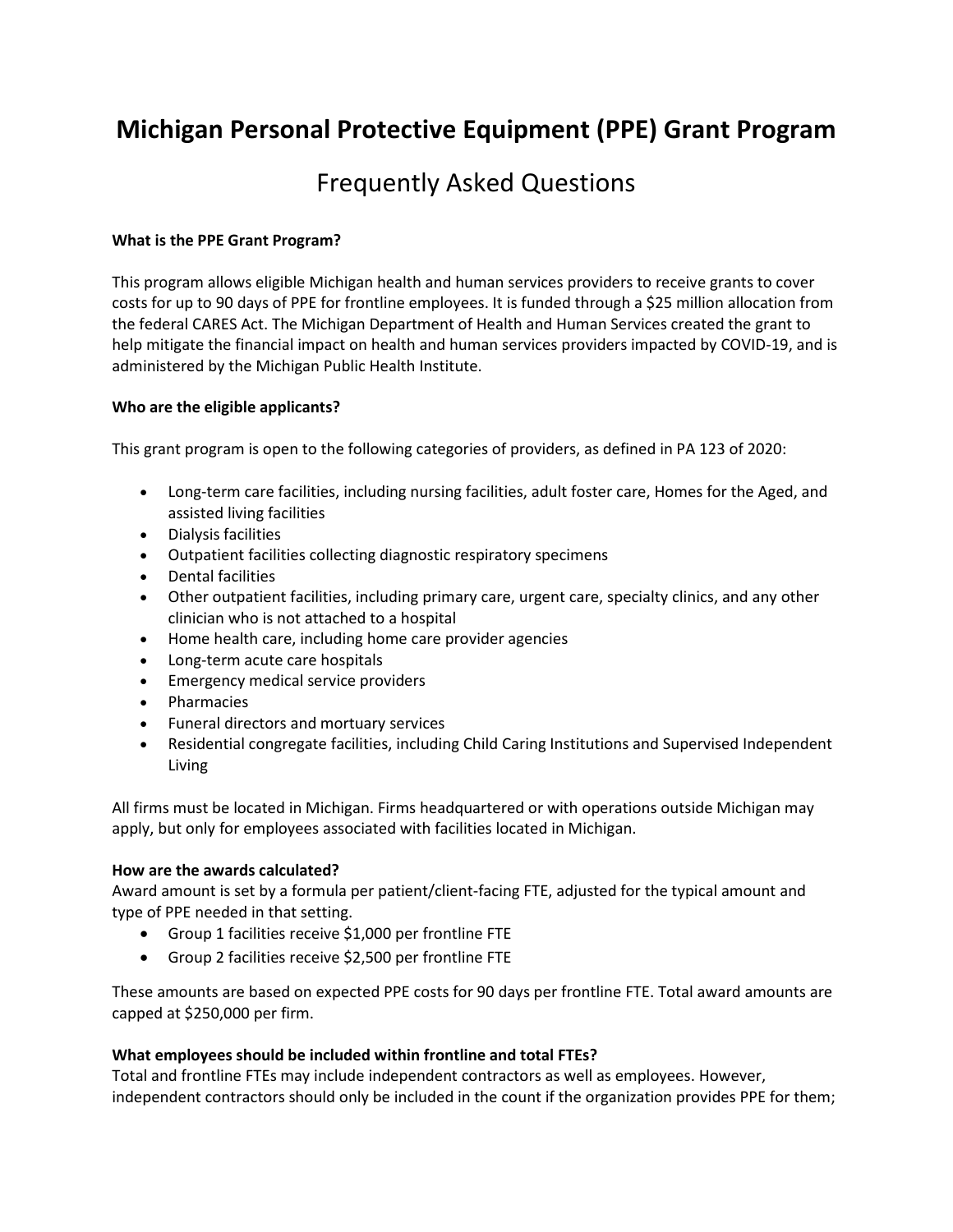# Michigan Personal Protective Equipment (PPE) Grant Program

## Frequently Asked Questions

**What is the PPE Grant Program?**

This program allows eligible Michigan health and human services providers to receive grants to cover costs for up to 90 days of PPE for frontline employees. It is funded through a $25 million allocation from the federal CARES Act. The Michigan Department of Health and Human Services created the grant to help mitigate the financial impact on health and human services providers impacted by COVID-19, and is administered by the Michigan Public Health Institute.

**Who are the eligible applicants?**

This grant program is open to the following categories of providers, as defined in PA 123 of 2020:

- Long-term care facilities, including nursing facilities, adult foster care, Homes for the Aged, and assisted living facilities
- Dialysis facilities
- Outpatient facilities collecting diagnostic respiratory specimens
- Dental facilities
- Other outpatient facilities, including primary care, urgent care, specialty clinics, and any other clinician who is not attached to a hospital
- Home health care, including home care provider agencies
- Long-term acute care hospitals
- Emergency medical service providers
- Pharmacies
- Funeral directors and mortuary services
- Residential congregate facilities, including Child Caring Institutions and Supervised Independent Living

All firms must be located in Michigan. Firms headquartered or with operations outside Michigan may apply, but only for employees associated with facilities located in Michigan.

**How are the awards calculated?**

Award amount is set by a formula per patient/client-facing FTE, adjusted for the typical amount and type of PPE needed in that setting.

- Group 1 facilities receive $1,000 per frontline FTE
- Group 2 facilities receive $2,500 per frontline FTE

These amounts are based on expected PPE costs for 90 days per frontline FTE. Total award amounts are capped at $250,000 per firm.

**What employees should be included within frontline and total FTEs?**

Total and frontline FTEs may include independent contractors as well as employees. However, independent contractors should only be included in the count if the organization provides PPE for them;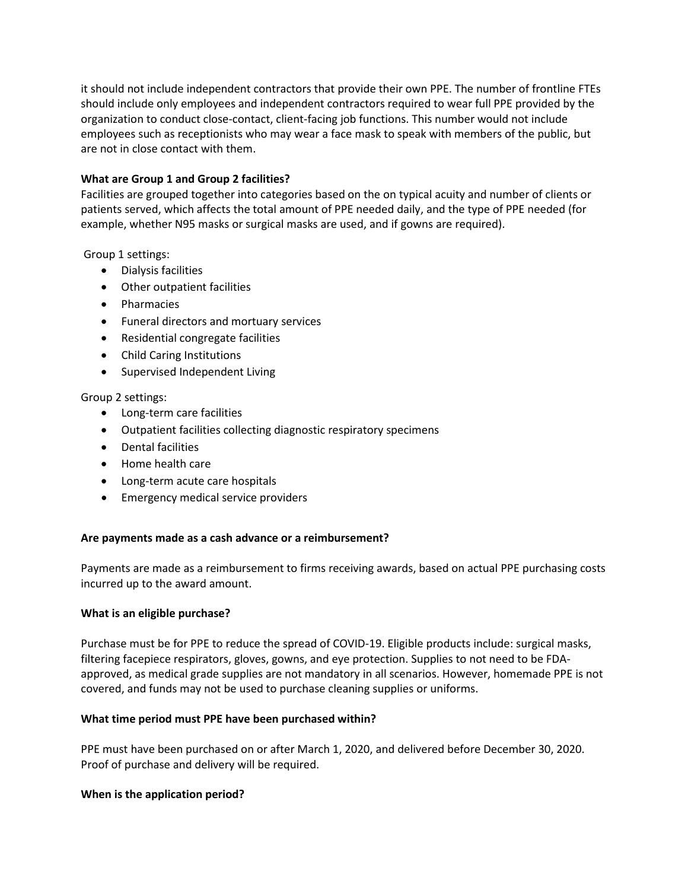it should not include independent contractors that provide their own PPE. The number of frontline FTEs should include only employees and independent contractors required to wear full PPE provided by the organization to conduct close-contact, client-facing job functions. This number would not include employees such as receptionists who may wear a face mask to speak with members of the public, but are not in close contact with them.

**What are Group 1 and Group 2 facilities?**

Facilities are grouped together into categories based on the on typical acuity and number of clients or patients served, which affects the total amount of PPE needed daily, and the type of PPE needed (for example, whether N95 masks or surgical masks are used, and if gowns are required).

Group 1 settings:

- Dialysis facilities
- Other outpatient facilities
- Pharmacies
- Funeral directors and mortuary services
- Residential congregate facilities
- Child Caring Institutions
- Supervised Independent Living

Group 2 settings:

- Long-term care facilities
- Outpatient facilities collecting diagnostic respiratory specimens
- Dental facilities
- Home health care
- Long-term acute care hospitals
- Emergency medical service providers

**Are payments made as a cash advance or a reimbursement?**

Payments are made as a reimbursement to firms receiving awards, based on actual PPE purchasing costs incurred up to the award amount.

**What is an eligible purchase?**

Purchase must be for PPE to reduce the spread of COVID-19. Eligible products include: surgical masks, filtering facepiece respirators, gloves, gowns, and eye protection. Supplies to not need to be FDA-approved, as medical grade supplies are not mandatory in all scenarios. However, homemade PPE is not covered, and funds may not be used to purchase cleaning supplies or uniforms.

**What time period must PPE have been purchased within?**

PPE must have been purchased on or after March 1, 2020, and delivered before December 30, 2020. Proof of purchase and delivery will be required.

**When is the application period?**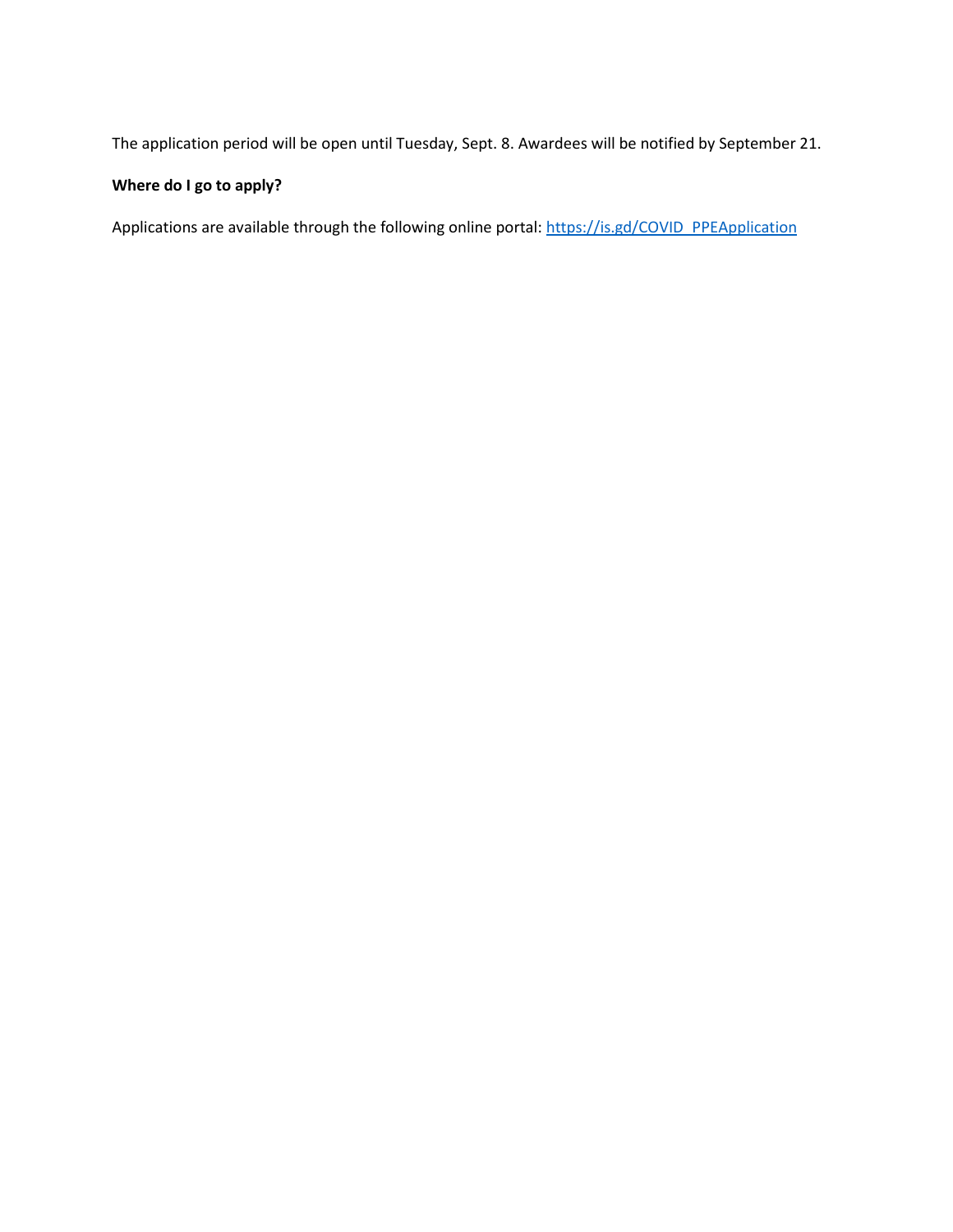The application period will be open until Tuesday, Sept. 8. Awardees will be notified by September 21.

**Where do I go to apply?**

Applications are available through the following online portal: https://is.gd/COVID_PPEApplication